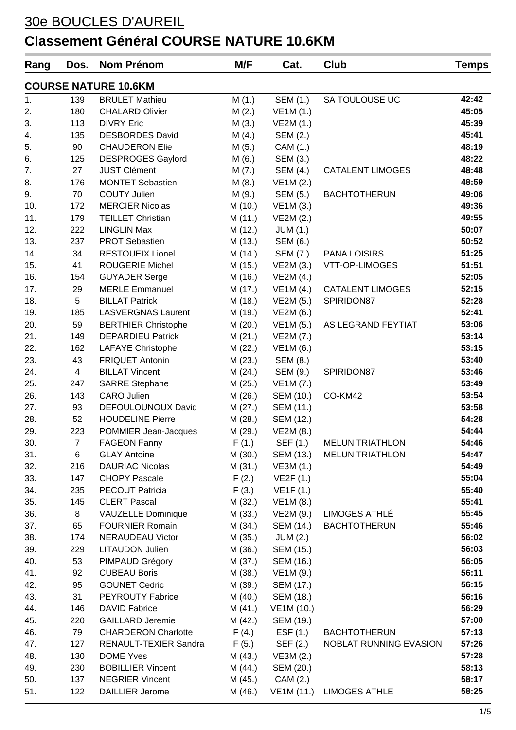# 30e BOUCLES D'AUREIL

## Classement Général COURSE NATURE 10.6KM

| Rang | Dos. | Nom Prénom | M/F | Cat. | Club | Temps |
|---|---|---|---|---|---|---|
| **COURSE NATURE 10.6KM** | | | | | | |
| 1. | 139 | BRULET Mathieu | M (1.) | SEM (1.) | SA TOULOUSE UC | **42:42** |
| 2. | 180 | CHALARD Olivier | M (2.) | VE1M (1.) | | **45:05** |
| 3. | 113 | DIVRY Eric | M (3.) | VE2M (1.) | | **45:39** |
| 4. | 135 | DESBORDES David | M (4.) | SEM (2.) | | **45:41** |
| 5. | 90 | CHAUDERON Elie | M (5.) | CAM (1.) | | **48:19** |
| 6. | 125 | DESPROGES Gaylord | M (6.) | SEM (3.) | | **48:22** |
| 7. | 27 | JUST Clément | M (7.) | SEM (4.) | CATALENT LIMOGES | **48:48** |
| 8. | 176 | MONTET Sebastien | M (8.) | VE1M (2.) | | **48:59** |
| 9. | 70 | COUTY Julien | M (9.) | SEM (5.) | BACHTOTHERUN | **49:06** |
| 10. | 172 | MERCIER Nicolas | M (10.) | VE1M (3.) | | **49:36** |
| 11. | 179 | TEILLET Christian | M (11.) | VE2M (2.) | | **49:55** |
| 12. | 222 | LINGLIN Max | M (12.) | JUM (1.) | | **50:07** |
| 13. | 237 | PROT Sebastien | M (13.) | SEM (6.) | | **50:52** |
| 14. | 34 | RESTOUEIX Lionel | M (14.) | SEM (7.) | PANA LOISIRS | **51:25** |
| 15. | 41 | ROUGERIE Michel | M (15.) | VE2M (3.) | VTT-OP-LIMOGES | **51:51** |
| 16. | 154 | GUYADER Serge | M (16.) | VE2M (4.) | | **52:05** |
| 17. | 29 | MERLE Emmanuel | M (17.) | VE1M (4.) | CATALENT LIMOGES | **52:15** |
| 18. | 5 | BILLAT Patrick | M (18.) | VE2M (5.) | SPIRIDON87 | **52:28** |
| 19. | 185 | LASVERGNAS Laurent | M (19.) | VE2M (6.) | | **52:41** |
| 20. | 59 | BERTHIER Christophe | M (20.) | VE1M (5.) | AS LEGRAND FEYTIAT | **53:06** |
| 21. | 149 | DEPARDIEU Patrick | M (21.) | VE2M (7.) | | **53:14** |
| 22. | 162 | LAFAYE Christophe | M (22.) | VE1M (6.) | | **53:15** |
| 23. | 43 | FRIQUET Antonin | M (23.) | SEM (8.) | | **53:40** |
| 24. | 4 | BILLAT Vincent | M (24.) | SEM (9.) | SPIRIDON87 | **53:46** |
| 25. | 247 | SARRE Stephane | M (25.) | VE1M (7.) | | **53:49** |
| 26. | 143 | CARO Julien | M (26.) | SEM (10.) | CO-KM42 | **53:54** |
| 27. | 93 | DEFOULOUNOUX David | M (27.) | SEM (11.) | | **53:58** |
| 28. | 52 | HOUDELINE Pierre | M (28.) | SEM (12.) | | **54:28** |
| 29. | 223 | POMMIER Jean-Jacques | M (29.) | VE2M (8.) | | **54:44** |
| 30. | 7 | FAGEON Fanny | F (1.) | SEF (1.) | MELUN TRIATHLON | **54:46** |
| 31. | 6 | GLAY Antoine | M (30.) | SEM (13.) | MELUN TRIATHLON | **54:47** |
| 32. | 216 | DAURIAC Nicolas | M (31.) | VE3M (1.) | | **54:49** |
| 33. | 147 | CHOPY Pascale | F (2.) | VE2F (1.) | | **55:04** |
| 34. | 235 | PECOUT Patricia | F (3.) | VE1F (1.) | | **55:40** |
| 35. | 145 | CLERT Pascal | M (32.) | VE1M (8.) | | **55:41** |
| 36. | 8 | VAUZELLE Dominique | M (33.) | VE2M (9.) | LIMOGES ATHLÉ | **55:45** |
| 37. | 65 | FOURNIER Romain | M (34.) | SEM (14.) | BACHTOTHERUN | **55:46** |
| 38. | 174 | NERAUDEAU Victor | M (35.) | JUM (2.) | | **56:02** |
| 39. | 229 | LITAUDON Julien | M (36.) | SEM (15.) | | **56:03** |
| 40. | 53 | PIMPAUD Grégory | M (37.) | SEM (16.) | | **56:05** |
| 41. | 92 | CUBEAU Boris | M (38.) | VE1M (9.) | | **56:11** |
| 42. | 95 | GOUNET Cedric | M (39.) | SEM (17.) | | **56:15** |
| 43. | 31 | PEYROUTY Fabrice | M (40.) | SEM (18.) | | **56:16** |
| 44. | 146 | DAVID Fabrice | M (41.) | VE1M (10.) | | **56:29** |
| 45. | 220 | GAILLARD Jeremie | M (42.) | SEM (19.) | | **57:00** |
| 46. | 79 | CHARDERON Charlotte | F (4.) | ESF (1.) | BACHTOTHERUN | **57:13** |
| 47. | 127 | RENAULT-TEXIER Sandra | F (5.) | SEF (2.) | NOBLAT RUNNING EVASION | **57:26** |
| 48. | 130 | DOME Yves | M (43.) | VE3M (2.) | | **57:28** |
| 49. | 230 | BOBILLIER Vincent | M (44.) | SEM (20.) | | **58:13** |
| 50. | 137 | NEGRIER Vincent | M (45.) | CAM (2.) | | **58:17** |
| 51. | 122 | DAILLIER Jerome | M (46.) | VE1M (11.) | LIMOGES ATHLE | **58:25** |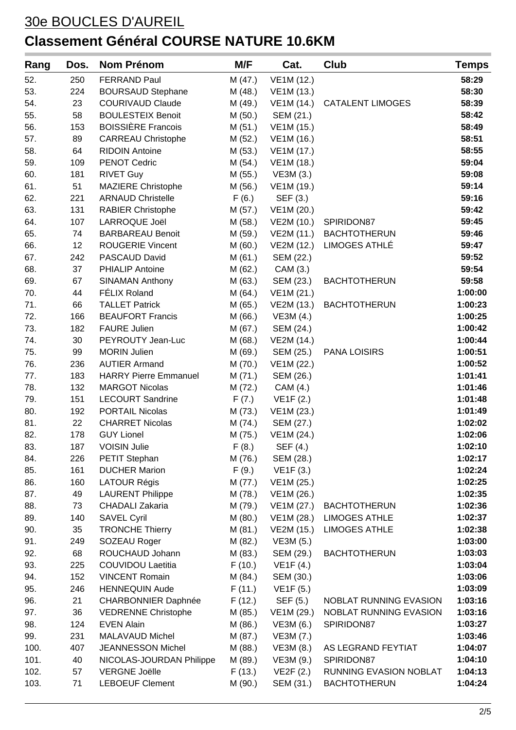# 30e BOUCLES D'AUREIL

## Classement Général COURSE NATURE 10.6KM

| Rang | Dos. | Nom Prénom | M/F | Cat. | Club | Temps |
|---|---|---|---|---|---|---|
| 52. | 250 | FERRAND Paul | M (47.) | VE1M (12.) | | **58:29** |
| 53. | 224 | BOURSAUD Stephane | M (48.) | VE1M (13.) | | **58:30** |
| 54. | 23 | COURIVAUD Claude | M (49.) | VE1M (14.) | CATALENT LIMOGES | **58:39** |
| 55. | 58 | BOULESTEIX Benoit | M (50.) | SEM (21.) | | **58:42** |
| 56. | 153 | BOISSIÈRE Francois | M (51.) | VE1M (15.) | | **58:49** |
| 57. | 89 | CARREAU Christophe | M (52.) | VE1M (16.) | | **58:51** |
| 58. | 64 | RIDOIN Antoine | M (53.) | VE1M (17.) | | **58:55** |
| 59. | 109 | PENOT Cedric | M (54.) | VE1M (18.) | | **59:04** |
| 60. | 181 | RIVET Guy | M (55.) | VE3M (3.) | | **59:08** |
| 61. | 51 | MAZIERE Christophe | M (56.) | VE1M (19.) | | **59:14** |
| 62. | 221 | ARNAUD Christelle | F (6.) | SEF (3.) | | **59:16** |
| 63. | 131 | RABIER Christophe | M (57.) | VE1M (20.) | | **59:42** |
| 64. | 107 | LARROQUE Joël | M (58.) | VE2M (10.) | SPIRIDON87 | **59:45** |
| 65. | 74 | BARBAREAU Benoit | M (59.) | VE2M (11.) | BACHTOTHERUN | **59:46** |
| 66. | 12 | ROUGERIE Vincent | M (60.) | VE2M (12.) | LIMOGES ATHLÉ | **59:47** |
| 67. | 242 | PASCAUD David | M (61.) | SEM (22.) | | **59:52** |
| 68. | 37 | PHIALIP Antoine | M (62.) | CAM (3.) | | **59:54** |
| 69. | 67 | SINAMAN Anthony | M (63.) | SEM (23.) | BACHTOTHERUN | **59:58** |
| 70. | 44 | FÉLIX Roland | M (64.) | VE1M (21.) | | **1:00:00** |
| 71. | 66 | TALLET Patrick | M (65.) | VE2M (13.) | BACHTOTHERUN | **1:00:23** |
| 72. | 166 | BEAUFORT Francis | M (66.) | VE3M (4.) | | **1:00:25** |
| 73. | 182 | FAURE Julien | M (67.) | SEM (24.) | | **1:00:42** |
| 74. | 30 | PEYROUTY Jean-Luc | M (68.) | VE2M (14.) | | **1:00:44** |
| 75. | 99 | MORIN Julien | M (69.) | SEM (25.) | PANA LOISIRS | **1:00:51** |
| 76. | 236 | AUTIER Armand | M (70.) | VE1M (22.) | | **1:00:52** |
| 77. | 183 | HARRY Pierre Emmanuel | M (71.) | SEM (26.) | | **1:01:41** |
| 78. | 132 | MARGOT Nicolas | M (72.) | CAM (4.) | | **1:01:46** |
| 79. | 151 | LECOURT Sandrine | F (7.) | VE1F (2.) | | **1:01:48** |
| 80. | 192 | PORTAIL Nicolas | M (73.) | VE1M (23.) | | **1:01:49** |
| 81. | 22 | CHARRET Nicolas | M (74.) | SEM (27.) | | **1:02:02** |
| 82. | 178 | GUY Lionel | M (75.) | VE1M (24.) | | **1:02:06** |
| 83. | 187 | VOISIN Julie | F (8.) | SEF (4.) | | **1:02:10** |
| 84. | 226 | PETIT Stephan | M (76.) | SEM (28.) | | **1:02:17** |
| 85. | 161 | DUCHER Marion | F (9.) | VE1F (3.) | | **1:02:24** |
| 86. | 160 | LATOUR Régis | M (77.) | VE1M (25.) | | **1:02:25** |
| 87. | 49 | LAURENT Philippe | M (78.) | VE1M (26.) | | **1:02:35** |
| 88. | 73 | CHADALI Zakaria | M (79.) | VE1M (27.) | BACHTOTHERUN | **1:02:36** |
| 89. | 140 | SAVEL Cyril | M (80.) | VE1M (28.) | LIMOGES ATHLE | **1:02:37** |
| 90. | 35 | TRONCHE Thierry | M (81.) | VE2M (15.) | LIMOGES ATHLE | **1:02:38** |
| 91. | 249 | SOZEAU Roger | M (82.) | VE3M (5.) | | **1:03:00** |
| 92. | 68 | ROUCHAUD Johann | M (83.) | SEM (29.) | BACHTOTHERUN | **1:03:03** |
| 93. | 225 | COUVIDOU Laetitia | F (10.) | VE1F (4.) | | **1:03:04** |
| 94. | 152 | VINCENT Romain | M (84.) | SEM (30.) | | **1:03:06** |
| 95. | 246 | HENNEQUIN Aude | F (11.) | VE1F (5.) | | **1:03:09** |
| 96. | 21 | CHARBONNIER Daphnée | F (12.) | SEF (5.) | NOBLAT RUNNING EVASION | **1:03:16** |
| 97. | 36 | VEDRENNE Christophe | M (85.) | VE1M (29.) | NOBLAT RUNNING EVASION | **1:03:16** |
| 98. | 124 | EVEN Alain | M (86.) | VE3M (6.) | SPIRIDON87 | **1:03:27** |
| 99. | 231 | MALAVAUD Michel | M (87.) | VE3M (7.) | | **1:03:46** |
| 100. | 407 | JEANNESSON Michel | M (88.) | VE3M (8.) | AS LEGRAND FEYTIAT | **1:04:07** |
| 101. | 40 | NICOLAS-JOURDAN Philippe | M (89.) | VE3M (9.) | SPIRIDON87 | **1:04:10** |
| 102. | 57 | VERGNE Joëlle | F (13.) | VE2F (2.) | RUNNING EVASION NOBLAT | **1:04:13** |
| 103. | 71 | LEBOEUF Clement | M (90.) | SEM (31.) | BACHTOTHERUN | **1:04:24** |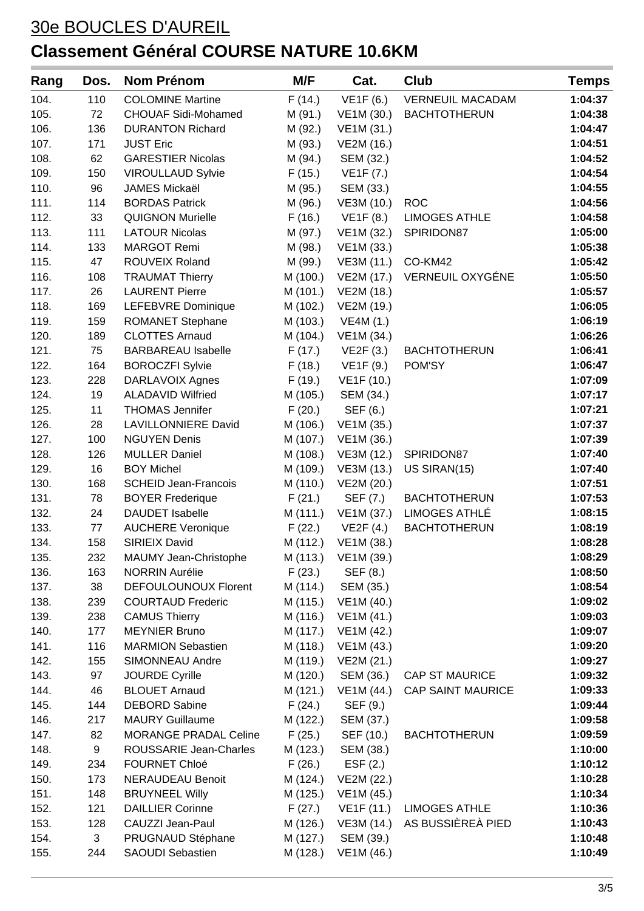30e BOUCLES D'AUREIL

# Classement Général COURSE NATURE 10.6KM

| Rang | Dos. | Nom Prénom | M/F | Cat. | Club | Temps |
|---|---|---|---|---|---|---|
| 104. | 110 | COLOMINE Martine | F (14.) | VE1F (6.) | VERNEUIL MACADAM | **1:04:37** |
| 105. | 72 | CHOUAF Sidi-Mohamed | M (91.) | VE1M (30.) | BACHTOTHERUN | **1:04:38** |
| 106. | 136 | DURANTON Richard | M (92.) | VE1M (31.) | | **1:04:47** |
| 107. | 171 | JUST Eric | M (93.) | VE2M (16.) | | **1:04:51** |
| 108. | 62 | GARESTIER Nicolas | M (94.) | SEM (32.) | | **1:04:52** |
| 109. | 150 | VIROULLAUD Sylvie | F (15.) | VE1F (7.) | | **1:04:54** |
| 110. | 96 | JAMES Mickaël | M (95.) | SEM (33.) | | **1:04:55** |
| 111. | 114 | BORDAS Patrick | M (96.) | VE3M (10.) | ROC | **1:04:56** |
| 112. | 33 | QUIGNON Murielle | F (16.) | VE1F (8.) | LIMOGES ATHLE | **1:04:58** |
| 113. | 111 | LATOUR Nicolas | M (97.) | VE1M (32.) | SPIRIDON87 | **1:05:00** |
| 114. | 133 | MARGOT Remi | M (98.) | VE1M (33.) | | **1:05:38** |
| 115. | 47 | ROUVEIX Roland | M (99.) | VE3M (11.) | CO-KM42 | **1:05:42** |
| 116. | 108 | TRAUMAT Thierry | M (100.) | VE2M (17.) | VERNEUIL OXYGÉNE | **1:05:50** |
| 117. | 26 | LAURENT Pierre | M (101.) | VE2M (18.) | | **1:05:57** |
| 118. | 169 | LEFEBVRE Dominique | M (102.) | VE2M (19.) | | **1:06:05** |
| 119. | 159 | ROMANET Stephane | M (103.) | VE4M (1.) | | **1:06:19** |
| 120. | 189 | CLOTTES Arnaud | M (104.) | VE1M (34.) | | **1:06:26** |
| 121. | 75 | BARBAREAU Isabelle | F (17.) | VE2F (3.) | BACHTOTHERUN | **1:06:41** |
| 122. | 164 | BOROCZFI Sylvie | F (18.) | VE1F (9.) | POM'SY | **1:06:47** |
| 123. | 228 | DARLAVOIX Agnes | F (19.) | VE1F (10.) | | **1:07:09** |
| 124. | 19 | ALADAVID Wilfried | M (105.) | SEM (34.) | | **1:07:17** |
| 125. | 11 | THOMAS Jennifer | F (20.) | SEF (6.) | | **1:07:21** |
| 126. | 28 | LAVILLONNIERE David | M (106.) | VE1M (35.) | | **1:07:37** |
| 127. | 100 | NGUYEN Denis | M (107.) | VE1M (36.) | | **1:07:39** |
| 128. | 126 | MULLER Daniel | M (108.) | VE3M (12.) | SPIRIDON87 | **1:07:40** |
| 129. | 16 | BOY Michel | M (109.) | VE3M (13.) | US SIRAN(15) | **1:07:40** |
| 130. | 168 | SCHEID Jean-Francois | M (110.) | VE2M (20.) | | **1:07:51** |
| 131. | 78 | BOYER Frederique | F (21.) | SEF (7.) | BACHTOTHERUN | **1:07:53** |
| 132. | 24 | DAUDET Isabelle | M (111.) | VE1M (37.) | LIMOGES ATHLÉ | **1:08:15** |
| 133. | 77 | AUCHERE Veronique | F (22.) | VE2F (4.) | BACHTOTHERUN | **1:08:19** |
| 134. | 158 | SIRIEIX David | M (112.) | VE1M (38.) | | **1:08:28** |
| 135. | 232 | MAUMY Jean-Christophe | M (113.) | VE1M (39.) | | **1:08:29** |
| 136. | 163 | NORRIN Aurélie | F (23.) | SEF (8.) | | **1:08:50** |
| 137. | 38 | DEFOULOUNOUX Florent | M (114.) | SEM (35.) | | **1:08:54** |
| 138. | 239 | COURTAUD Frederic | M (115.) | VE1M (40.) | | **1:09:02** |
| 139. | 238 | CAMUS Thierry | M (116.) | VE1M (41.) | | **1:09:03** |
| 140. | 177 | MEYNIER Bruno | M (117.) | VE1M (42.) | | **1:09:07** |
| 141. | 116 | MARMION Sebastien | M (118.) | VE1M (43.) | | **1:09:20** |
| 142. | 155 | SIMONNEAU Andre | M (119.) | VE2M (21.) | | **1:09:27** |
| 143. | 97 | JOURDE Cyrille | M (120.) | SEM (36.) | CAP ST MAURICE | **1:09:32** |
| 144. | 46 | BLOUET Arnaud | M (121.) | VE1M (44.) | CAP SAINT MAURICE | **1:09:33** |
| 145. | 144 | DEBORD Sabine | F (24.) | SEF (9.) | | **1:09:44** |
| 146. | 217 | MAURY Guillaume | M (122.) | SEM (37.) | | **1:09:58** |
| 147. | 82 | MORANGE PRADAL Celine | F (25.) | SEF (10.) | BACHTOTHERUN | **1:09:59** |
| 148. | 9 | ROUSSARIE Jean-Charles | M (123.) | SEM (38.) | | **1:10:00** |
| 149. | 234 | FOURNET Chloé | F (26.) | ESF (2.) | | **1:10:12** |
| 150. | 173 | NERAUDEAU Benoit | M (124.) | VE2M (22.) | | **1:10:28** |
| 151. | 148 | BRUYNEEL Willy | M (125.) | VE1M (45.) | | **1:10:34** |
| 152. | 121 | DAILLIER Corinne | F (27.) | VE1F (11.) | LIMOGES ATHLE | **1:10:36** |
| 153. | 128 | CAUZZI Jean-Paul | M (126.) | VE3M (14.) | AS BUSSIÈREÀ PIED | **1:10:43** |
| 154. | 3 | PRUGNAUD Stéphane | M (127.) | SEM (39.) | | **1:10:48** |
| 155. | 244 | SAOUDI Sebastien | M (128.) | VE1M (46.) | | **1:10:49** |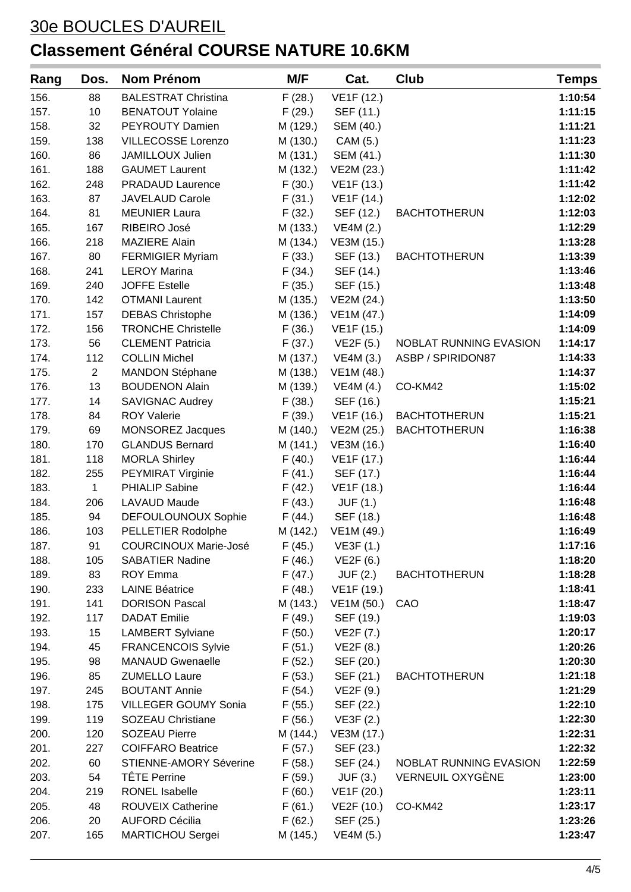# 30e BOUCLES D'AUREIL

## Classement Général COURSE NATURE 10.6KM

| Rang | Dos. | Nom Prénom | M/F | Cat. | Club | Temps |
|---|---|---|---|---|---|---|
| 156. | 88 | BALESTRAT Christina | F (28.) | VE1F (12.) | | **1:10:54** |
| 157. | 10 | BENATOUT Yolaine | F (29.) | SEF (11.) | | **1:11:15** |
| 158. | 32 | PEYROUTY Damien | M (129.) | SEM (40.) | | **1:11:21** |
| 159. | 138 | VILLECOSSE Lorenzo | M (130.) | CAM (5.) | | **1:11:23** |
| 160. | 86 | JAMILLOUX Julien | M (131.) | SEM (41.) | | **1:11:30** |
| 161. | 188 | GAUMET Laurent | M (132.) | VE2M (23.) | | **1:11:42** |
| 162. | 248 | PRADAUD Laurence | F (30.) | VE1F (13.) | | **1:11:42** |
| 163. | 87 | JAVELAUD Carole | F (31.) | VE1F (14.) | | **1:12:02** |
| 164. | 81 | MEUNIER Laura | F (32.) | SEF (12.) | BACHTOTHERUN | **1:12:03** |
| 165. | 167 | RIBEIRO José | M (133.) | VE4M (2.) | | **1:12:29** |
| 166. | 218 | MAZIERE Alain | M (134.) | VE3M (15.) | | **1:13:28** |
| 167. | 80 | FERMIGIER Myriam | F (33.) | SEF (13.) | BACHTOTHERUN | **1:13:39** |
| 168. | 241 | LEROY Marina | F (34.) | SEF (14.) | | **1:13:46** |
| 169. | 240 | JOFFE Estelle | F (35.) | SEF (15.) | | **1:13:48** |
| 170. | 142 | OTMANI Laurent | M (135.) | VE2M (24.) | | **1:13:50** |
| 171. | 157 | DEBAS Christophe | M (136.) | VE1M (47.) | | **1:14:09** |
| 172. | 156 | TRONCHE Christelle | F (36.) | VE1F (15.) | | **1:14:09** |
| 173. | 56 | CLEMENT Patricia | F (37.) | VE2F (5.) | NOBLAT RUNNING EVASION | **1:14:17** |
| 174. | 112 | COLLIN Michel | M (137.) | VE4M (3.) | ASBP / SPIRIDON87 | **1:14:33** |
| 175. | 2 | MANDON Stéphane | M (138.) | VE1M (48.) | | **1:14:37** |
| 176. | 13 | BOUDENON Alain | M (139.) | VE4M (4.) | CO-KM42 | **1:15:02** |
| 177. | 14 | SAVIGNAC Audrey | F (38.) | SEF (16.) | | **1:15:21** |
| 178. | 84 | ROY Valerie | F (39.) | VE1F (16.) | BACHTOTHERUN | **1:15:21** |
| 179. | 69 | MONSOREZ Jacques | M (140.) | VE2M (25.) | BACHTOTHERUN | **1:16:38** |
| 180. | 170 | GLANDUS Bernard | M (141.) | VE3M (16.) | | **1:16:40** |
| 181. | 118 | MORLA Shirley | F (40.) | VE1F (17.) | | **1:16:44** |
| 182. | 255 | PEYMIRAT Virginie | F (41.) | SEF (17.) | | **1:16:44** |
| 183. | 1 | PHIALIP Sabine | F (42.) | VE1F (18.) | | **1:16:44** |
| 184. | 206 | LAVAUD Maude | F (43.) | JUF (1.) | | **1:16:48** |
| 185. | 94 | DEFOULOUNOUX Sophie | F (44.) | SEF (18.) | | **1:16:48** |
| 186. | 103 | PELLETIER Rodolphe | M (142.) | VE1M (49.) | | **1:16:49** |
| 187. | 91 | COURCINOUX Marie-José | F (45.) | VE3F (1.) | | **1:17:16** |
| 188. | 105 | SABATIER Nadine | F (46.) | VE2F (6.) | | **1:18:20** |
| 189. | 83 | ROY Emma | F (47.) | JUF (2.) | BACHTOTHERUN | **1:18:28** |
| 190. | 233 | LAINE Béatrice | F (48.) | VE1F (19.) | | **1:18:41** |
| 191. | 141 | DORISON Pascal | M (143.) | VE1M (50.) | CAO | **1:18:47** |
| 192. | 117 | DADAT Emilie | F (49.) | SEF (19.) | | **1:19:03** |
| 193. | 15 | LAMBERT Sylviane | F (50.) | VE2F (7.) | | **1:20:17** |
| 194. | 45 | FRANCENCOIS Sylvie | F (51.) | VE2F (8.) | | **1:20:26** |
| 195. | 98 | MANAUD Gwenaelle | F (52.) | SEF (20.) | | **1:20:30** |
| 196. | 85 | ZUMELLO Laure | F (53.) | SEF (21.) | BACHTOTHERUN | **1:21:18** |
| 197. | 245 | BOUTANT Annie | F (54.) | VE2F (9.) | | **1:21:29** |
| 198. | 175 | VILLEGER GOUMY Sonia | F (55.) | SEF (22.) | | **1:22:10** |
| 199. | 119 | SOZEAU Christiane | F (56.) | VE3F (2.) | | **1:22:30** |
| 200. | 120 | SOZEAU Pierre | M (144.) | VE3M (17.) | | **1:22:31** |
| 201. | 227 | COIFFARO Beatrice | F (57.) | SEF (23.) | | **1:22:32** |
| 202. | 60 | STIENNE-AMORY Séverine | F (58.) | SEF (24.) | NOBLAT RUNNING EVASION | **1:22:59** |
| 203. | 54 | TÊTE Perrine | F (59.) | JUF (3.) | VERNEUIL OXYGÈNE | **1:23:00** |
| 204. | 219 | RONEL Isabelle | F (60.) | VE1F (20.) | | **1:23:11** |
| 205. | 48 | ROUVEIX Catherine | F (61.) | VE2F (10.) | CO-KM42 | **1:23:17** |
| 206. | 20 | AUFORD Cécilia | F (62.) | SEF (25.) | | **1:23:26** |
| 207. | 165 | MARTICHOU Sergei | M (145.) | VE4M (5.) | | **1:23:47** |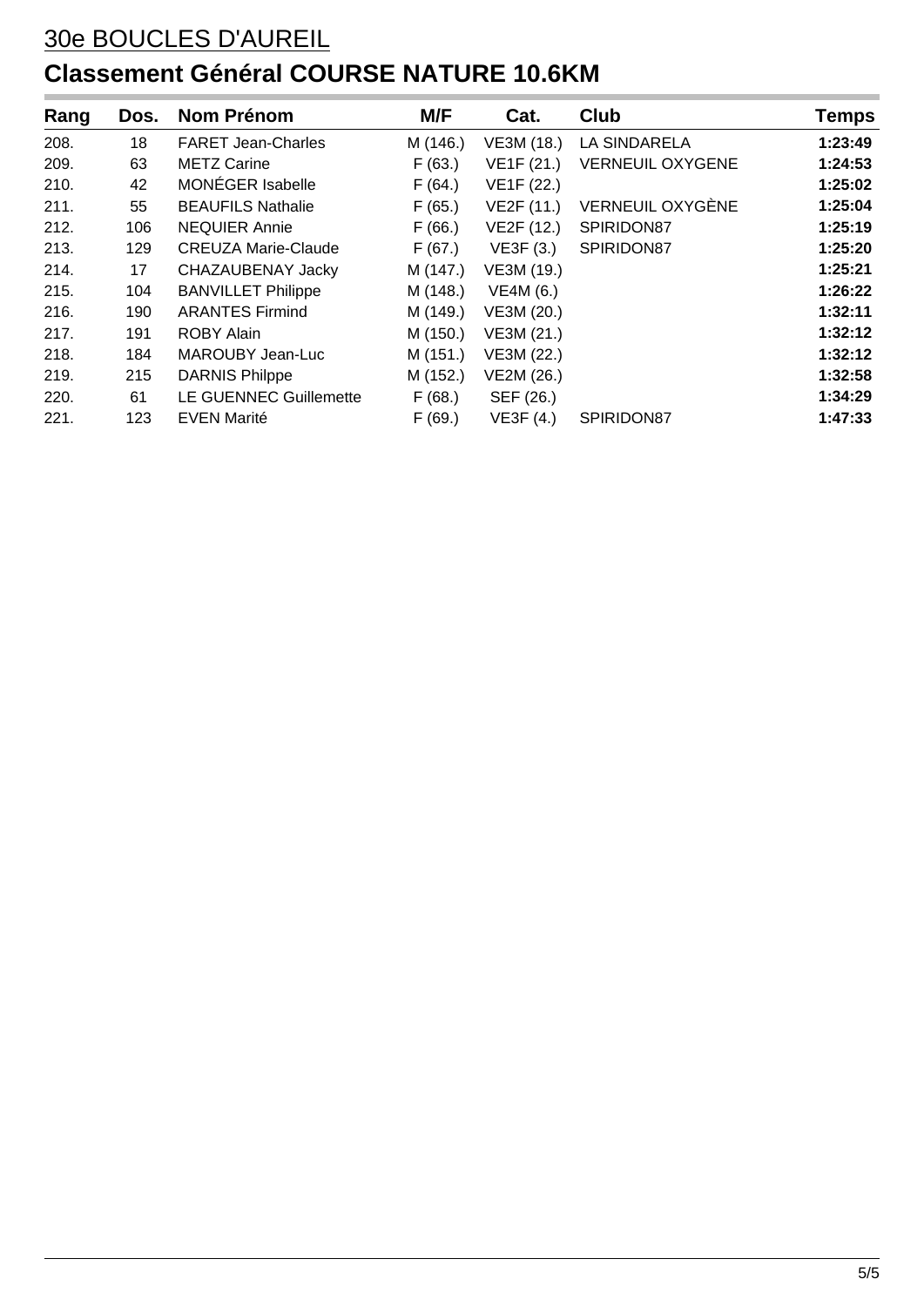# 30e BOUCLES D'AUREIL

## Classement Général COURSE NATURE 10.6KM

| Rang | Dos. | Nom Prénom | M/F | Cat. | Club | Temps |
|---|---|---|---|---|---|---|
| 208. | 18 | FARET Jean-Charles | M (146.) | VE3M (18.) | LA SINDARELA | **1:23:49** |
| 209. | 63 | METZ Carine | F (63.) | VE1F (21.) | VERNEUIL OXYGENE | **1:24:53** |
| 210. | 42 | MONÉGER Isabelle | F (64.) | VE1F (22.) | | **1:25:02** |
| 211. | 55 | BEAUFILS Nathalie | F (65.) | VE2F (11.) | VERNEUIL OXYGÈNE | **1:25:04** |
| 212. | 106 | NEQUIER Annie | F (66.) | VE2F (12.) | SPIRIDON87 | **1:25:19** |
| 213. | 129 | CREUZA Marie-Claude | F (67.) | VE3F (3.) | SPIRIDON87 | **1:25:20** |
| 214. | 17 | CHAZAUBENAY Jacky | M (147.) | VE3M (19.) | | **1:25:21** |
| 215. | 104 | BANVILLET Philippe | M (148.) | VE4M (6.) | | **1:26:22** |
| 216. | 190 | ARANTES Firmind | M (149.) | VE3M (20.) | | **1:32:11** |
| 217. | 191 | ROBY Alain | M (150.) | VE3M (21.) | | **1:32:12** |
| 218. | 184 | MAROUBY Jean-Luc | M (151.) | VE3M (22.) | | **1:32:12** |
| 219. | 215 | DARNIS Philppe | M (152.) | VE2M (26.) | | **1:32:58** |
| 220. | 61 | LE GUENNEC Guillemette | F (68.) | SEF (26.) | | **1:34:29** |
| 221. | 123 | EVEN Marité | F (69.) | VE3F (4.) | SPIRIDON87 | **1:47:33** |